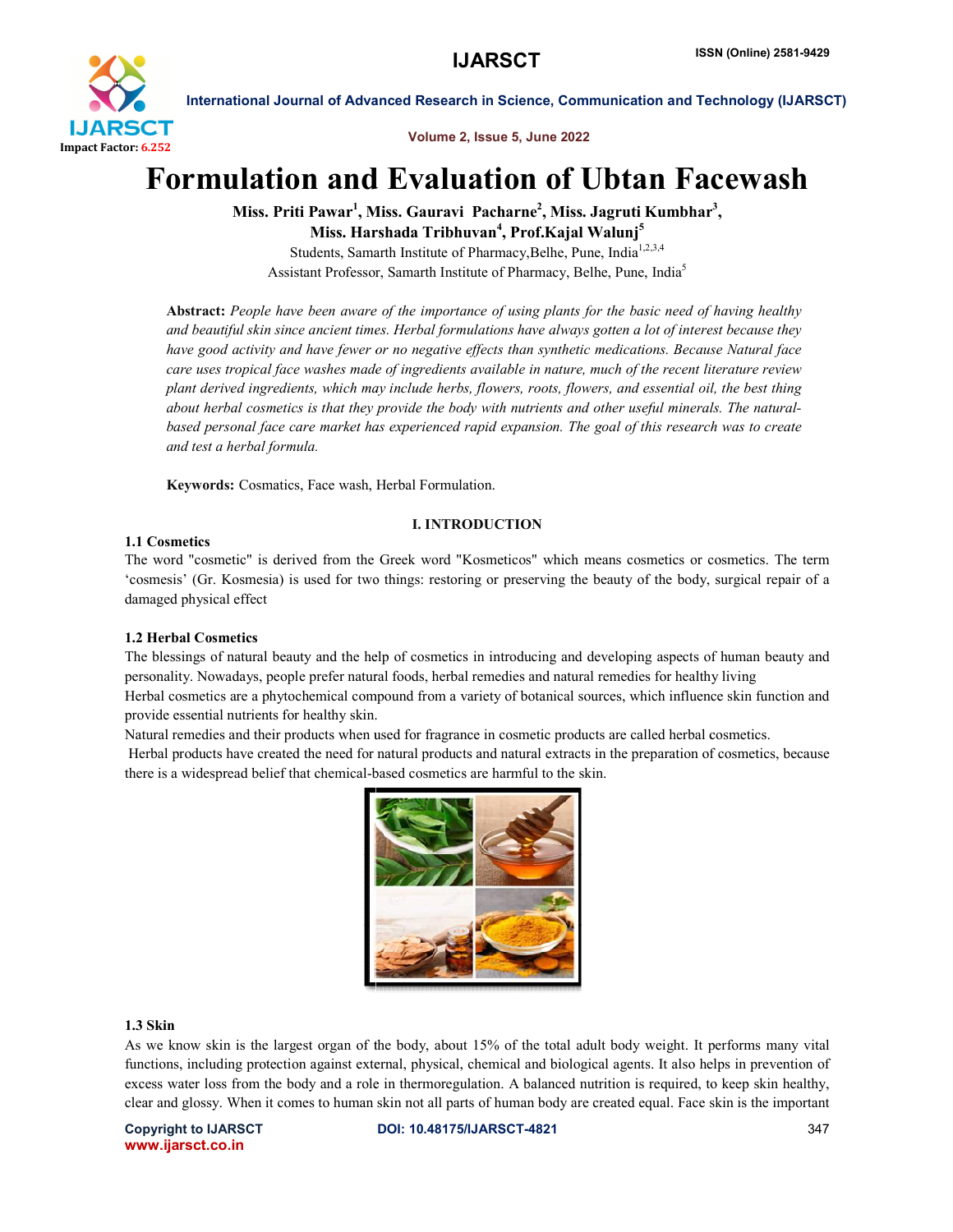# Formulation and Evaluation of Ubtan Facewash

**Miss. Priti Pawar[1], Miss. Gauravi Pacharne[2], Miss. Jagruti Kumbhar[3], Miss. Harshada Tribhuvan[4], Prof.Kajal Walunj[5]**

Students, Samarth Institute of Pharmacy,Belhe, Pune, India[1,2,3,4]

Assistant Professor, Samarth Institute of Pharmacy, Belhe, Pune, India[5]

**Abstract:** *People have been aware of the importance of using plants for the basic need of having healthy and beautiful skin since ancient times. Herbal formulations have always gotten a lot of interest because they have good activity and have fewer or no negative effects than synthetic medications. Because Natural face care uses tropical face washes made of ingredients available in nature, much of the recent literature review plant derived ingredients, which may include herbs, flowers, roots, flowers, and essential oil, the best thing about herbal cosmetics is that they provide the body with nutrients and other useful minerals. The natural-based personal face care market has experienced rapid expansion. The goal of this research was to create and test a herbal formula.*

**Keywords:** Cosmatics, Face wash, Herbal Formulation.

## I. INTRODUCTION

### 1.1 Cosmetics

The word "cosmetic" is derived from the Greek word "Kosmeticos" which means cosmetics or cosmetics. The term 'cosmesis' (Gr. Kosmesia) is used for two things: restoring or preserving the beauty of the body, surgical repair of a damaged physical effect

### 1.2 Herbal Cosmetics

The blessings of natural beauty and the help of cosmetics in introducing and developing aspects of human beauty and personality. Nowadays, people prefer natural foods, herbal remedies and natural remedies for healthy living

Herbal cosmetics are a phytochemical compound from a variety of botanical sources, which influence skin function and provide essential nutrients for healthy skin.

Natural remedies and their products when used for fragrance in cosmetic products are called herbal cosmetics.

Herbal products have created the need for natural products and natural extracts in the preparation of cosmetics, because there is a widespread belief that chemical-based cosmetics are harmful to the skin.

### 1.3 Skin

As we know skin is the largest organ of the body, about 15% of the total adult body weight. It performs many vital functions, including protection against external, physical, chemical and biological agents. It also helps in prevention of excess water loss from the body and a role in thermoregulation. A balanced nutrition is required, to keep skin healthy, clear and glossy. When it comes to human skin not all parts of human body are created equal. Face skin is the important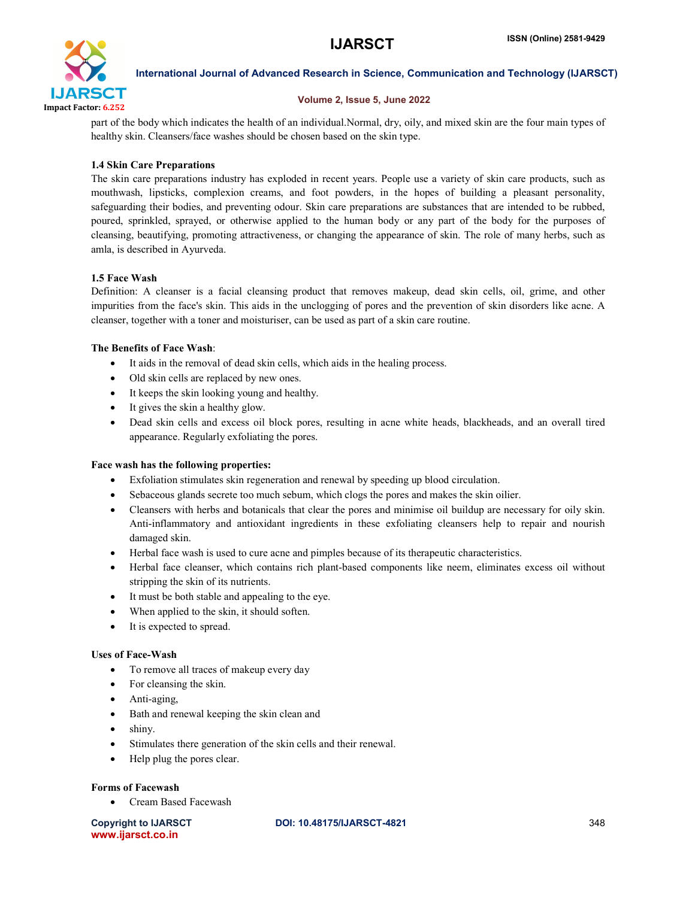part of the body which indicates the health of an individual.Normal, dry, oily, and mixed skin are the four main types of healthy skin. Cleansers/face washes should be chosen based on the skin type.

### 1.4 Skin Care Preparations

The skin care preparations industry has exploded in recent years. People use a variety of skin care products, such as mouthwash, lipsticks, complexion creams, and foot powders, in the hopes of building a pleasant personality, safeguarding their bodies, and preventing odour. Skin care preparations are substances that are intended to be rubbed, poured, sprinkled, sprayed, or otherwise applied to the human body or any part of the body for the purposes of cleansing, beautifying, promoting attractiveness, or changing the appearance of skin. The role of many herbs, such as amla, is described in Ayurveda.

### 1.5 Face Wash

Definition: A cleanser is a facial cleansing product that removes makeup, dead skin cells, oil, grime, and other impurities from the face's skin. This aids in the unclogging of pores and the prevention of skin disorders like acne. A cleanser, together with a toner and moisturiser, can be used as part of a skin care routine.

**The Benefits of Face Wash**:

- It aids in the removal of dead skin cells, which aids in the healing process.
- Old skin cells are replaced by new ones.
- It keeps the skin looking young and healthy.
- It gives the skin a healthy glow.
- Dead skin cells and excess oil block pores, resulting in acne white heads, blackheads, and an overall tired appearance. Regularly exfoliating the pores.

**Face wash has the following properties:**

- Exfoliation stimulates skin regeneration and renewal by speeding up blood circulation.
- Sebaceous glands secrete too much sebum, which clogs the pores and makes the skin oilier.
- Cleansers with herbs and botanicals that clear the pores and minimise oil buildup are necessary for oily skin. Anti-inflammatory and antioxidant ingredients in these exfoliating cleansers help to repair and nourish damaged skin.
- Herbal face wash is used to cure acne and pimples because of its therapeutic characteristics.
- Herbal face cleanser, which contains rich plant-based components like neem, eliminates excess oil without stripping the skin of its nutrients.
- It must be both stable and appealing to the eye.
- When applied to the skin, it should soften.
- It is expected to spread.

**Uses of Face-Wash**

- To remove all traces of makeup every day
- For cleansing the skin.
- Anti-aging,
- Bath and renewal keeping the skin clean and
- shiny.
- Stimulates there generation of the skin cells and their renewal.
- Help plug the pores clear.

**Forms of Facewash**

- Cream Based Facewash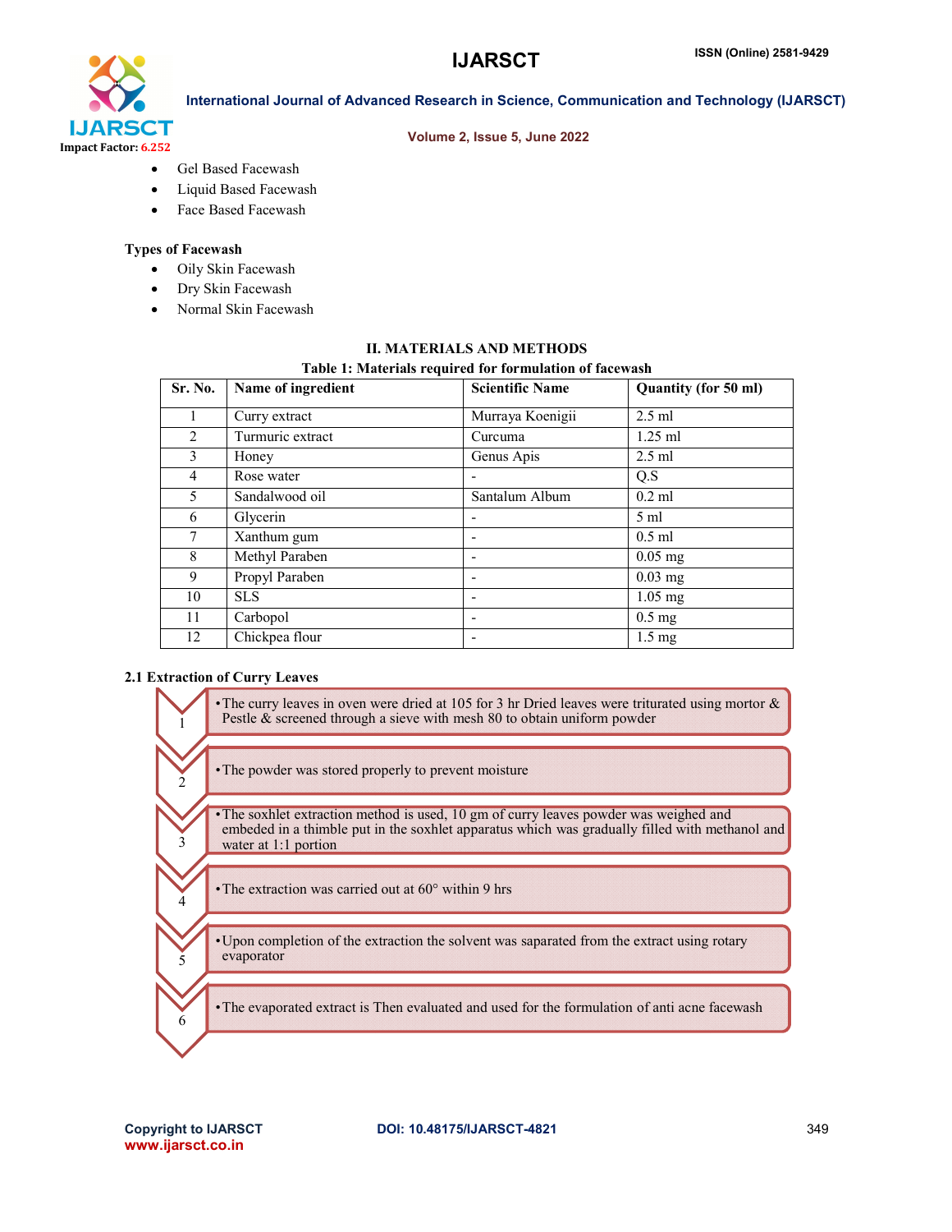- Gel Based Facewash
- Liquid Based Facewash
- Face Based Facewash

**Types of Facewash**

- Oily Skin Facewash
- Dry Skin Facewash
- Normal Skin Facewash

## II. MATERIALS AND METHODS

**Table 1: Materials required for formulation of facewash**

| Sr. No. | Name of ingredient | Scientific Name | Quantity (for 50 ml) |
|---|---|---|---|
| 1 | Curry extract | Murraya Koenigii | 2.5 ml |
| 2 | Turmuric extract | Curcuma | 1.25 ml |
| 3 | Honey | Genus Apis | 2.5 ml |
| 4 | Rose water | - | Q.S |
| 5 | Sandalwood oil | Santalum Album | 0.2 ml |
| 6 | Glycerin | - | 5 ml |
| 7 | Xanthum gum | - | 0.5 ml |
| 8 | Methyl Paraben | - | 0.05 mg |
| 9 | Propyl Paraben | - | 0.03 mg |
| 10 | SLS | - | 1.05 mg |
| 11 | Carbopol | - | 0.5 mg |
| 12 | Chickpea flour | - | 1.5 mg |

### 2.1 Extraction of Curry Leaves

1. The curry leaves in oven were dried at 105 for 3 hr Dried leaves were triturated using mortor & Pestle & screened through a sieve with mesh 80 to obtain uniform powder
2. The powder was stored properly to prevent moisture
3. The soxhlet extraction method is used, 10 gm of curry leaves powder was weighed and embeded in a thimble put in the soxhlet apparatus which was gradually filled with methanol and water at 1:1 portion
4. The extraction was carried out at 60° within 9 hrs
5. Upon completion of the extraction the solvent was saparated from the extract using rotary evaporator
6. The evaporated extract is Then evaluated and used for the formulation of anti acne facewash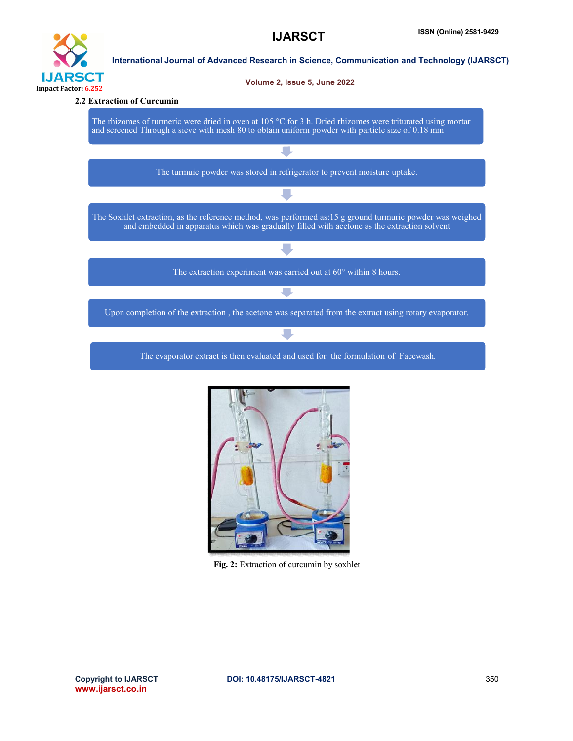### 2.2 Extraction of Curcumin

The rhizomes of turmeric were dried in oven at 105 °C for 3 h. Dried rhizomes were triturated using mortar and screened Through a sieve with mesh 80 to obtain uniform powder with particle size of 0.18 mm

↓

The turmuic powder was stored in refrigerator to prevent moisture uptake.

↓

The Soxhlet extraction, as the reference method, was performed as:15 g ground turmuric powder was weighed and embedded in apparatus which was gradually filled with acetone as the extraction solvent

↓

The extraction experiment was carried out at 60° within 8 hours.

↓

Upon completion of the extraction , the acetone was separated from the extract using rotary evaporator.

↓

The evaporator extract is then evaluated and used for the formulation of Facewash.

**Fig. 2:** Extraction of curcumin by soxhlet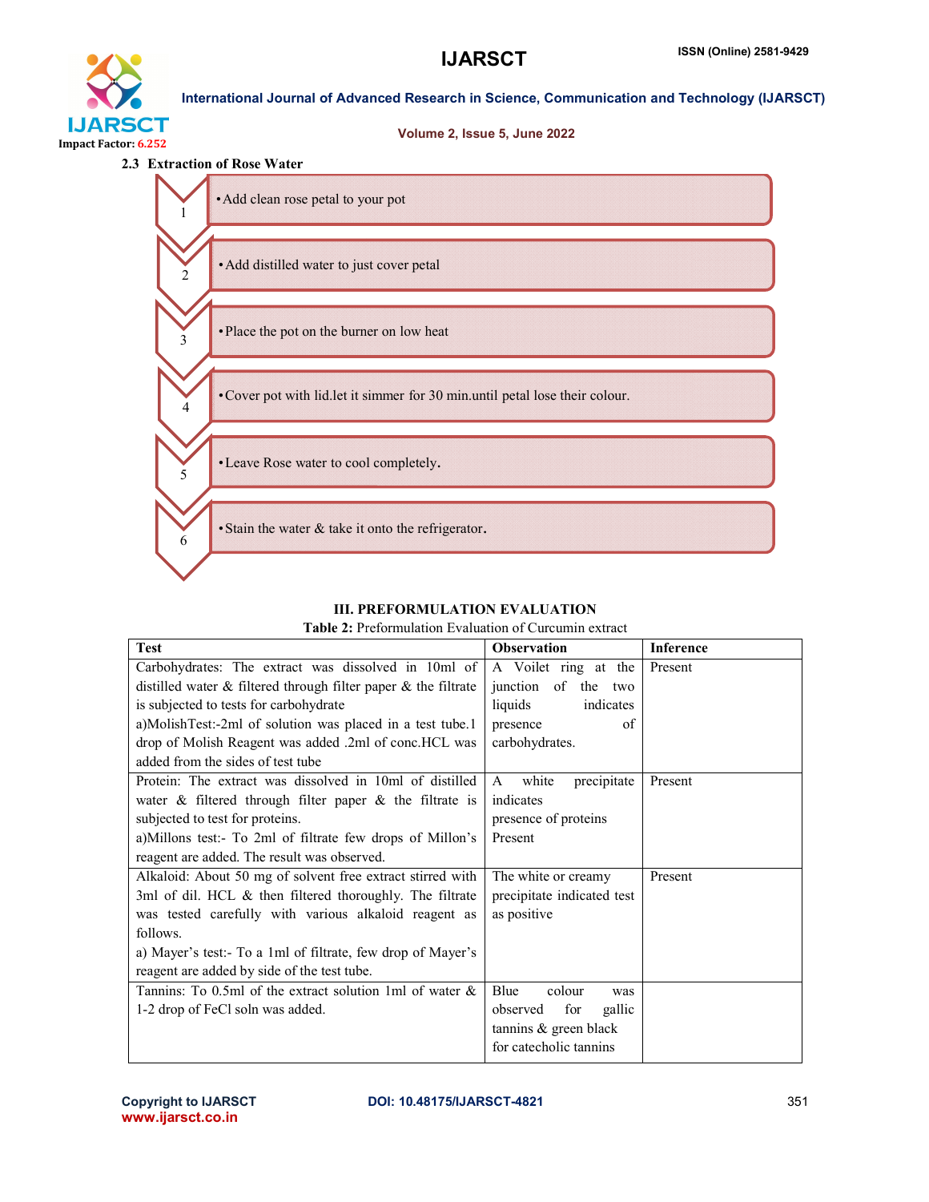### 2.3 Extraction of Rose Water

1. Add clean rose petal to your pot
2. Add distilled water to just cover petal
3. Place the pot on the burner on low heat
4. Cover pot with lid.let it simmer for 30 min.until petal lose their colour.
5. Leave Rose water to cool completely.
6. Stain the water & take it onto the refrigerator.

## III. PREFORMULATION EVALUATION

**Table 2:** Preformulation Evaluation of Curcumin extract

| Test | Observation | Inference |
|---|---|---|
| Carbohydrates: The extract was dissolved in 10ml of distilled water & filtered through filter paper & the filtrate is subjected to tests for carbohydrate<br>a)MolishTest:-2ml of solution was placed in a test tube.1 drop of Molish Reagent was added .2ml of conc.HCL was added from the sides of test tube | A Voilet ring at the junction of the two liquids indicates presence of carbohydrates. | Present |
| Protein: The extract was dissolved in 10ml of distilled water & filtered through filter paper & the filtrate is subjected to test for proteins.<br>a)Millons test:- To 2ml of filtrate few drops of Millon's reagent are added. The result was observed. | A white precipitate indicates presence of proteins Present | Present |
| Alkaloid: About 50 mg of solvent free extract stirred with 3ml of dil. HCL & then filtered thoroughly. The filtrate was tested carefully with various alkaloid reagent as follows.<br>a) Mayer's test:- To a 1ml of filtrate, few drop of Mayer's reagent are added by side of the test tube. | The white or creamy precipitate indicated test as positive | Present |
| Tannins: To 0.5ml of the extract solution 1ml of water & 1-2 drop of FeCl soln was added. | Blue colour was observed for gallic tannins & green black for catecholic tannins | |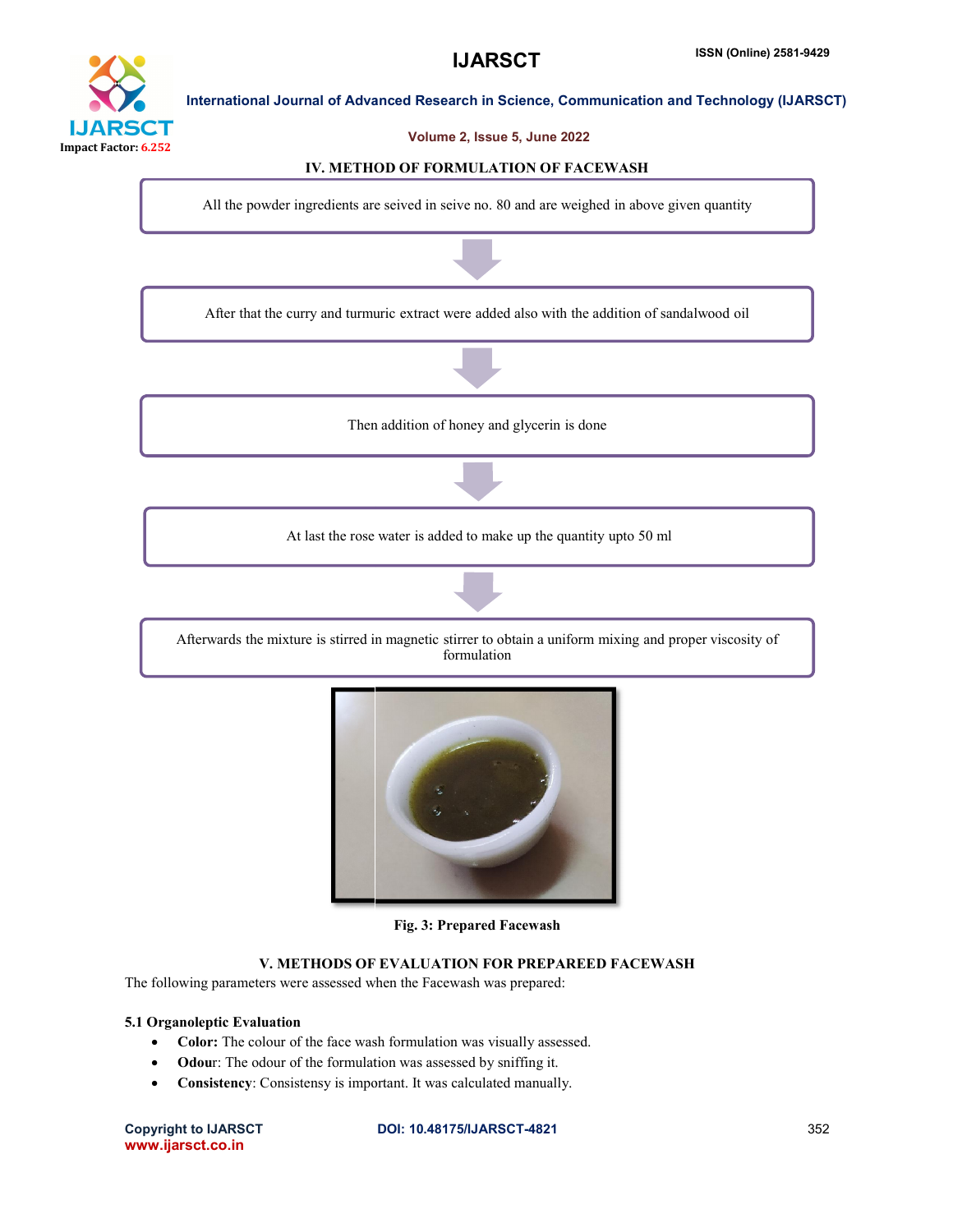## IV. METHOD OF FORMULATION OF FACEWASH

All the powder ingredients are seived in seive no. 80 and are weighed in above given quantity

↓

After that the curry and turmuric extract were added also with the addition of sandalwood oil

↓

Then addition of honey and glycerin is done

↓

At last the rose water is added to make up the quantity upto 50 ml

↓

Afterwards the mixture is stirred in magnetic stirrer to obtain a uniform mixing and proper viscosity of formulation

**Fig. 3: Prepared Facewash**

## V. METHODS OF EVALUATION FOR PREPAREED FACEWASH

The following parameters were assessed when the Facewash was prepared:

### 5.1 Organoleptic Evaluation

- **Color:** The colour of the face wash formulation was visually assessed.
- **Odour**: The odour of the formulation was assessed by sniffing it.
- **Consistency**: Consistensy is important. It was calculated manually.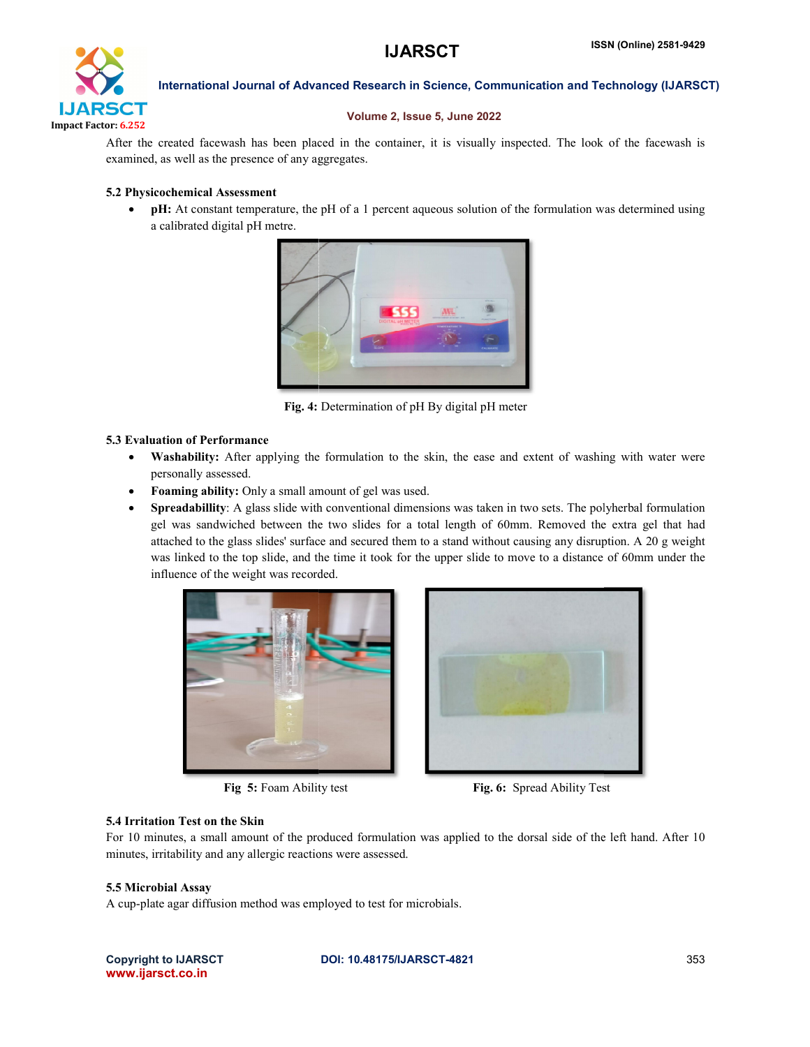After the created facewash has been placed in the container, it is visually inspected. The look of the facewash is examined, as well as the presence of any aggregates.

### 5.2 Physicochemical Assessment

- **pH:** At constant temperature, the pH of a 1 percent aqueous solution of the formulation was determined using a calibrated digital pH metre.

**Fig. 4:** Determination of pH By digital pH meter

### 5.3 Evaluation of Performance

- **Washability:** After applying the formulation to the skin, the ease and extent of washing with water were personally assessed.
- **Foaming ability:** Only a small amount of gel was used.
- **Spreadabillity**: A glass slide with conventional dimensions was taken in two sets. The polyherbal formulation gel was sandwiched between the two slides for a total length of 60mm. Removed the extra gel that had attached to the glass slides' surface and secured them to a stand without causing any disruption. A 20 g weight was linked to the top slide, and the time it took for the upper slide to move to a distance of 60mm under the influence of the weight was recorded.

**Fig 5:** Foam Ability test

**Fig. 6:** Spread Ability Test

### 5.4 Irritation Test on the Skin

For 10 minutes, a small amount of the produced formulation was applied to the dorsal side of the left hand. After 10 minutes, irritability and any allergic reactions were assessed.

### 5.5 Microbial Assay

A cup-plate agar diffusion method was employed to test for microbials.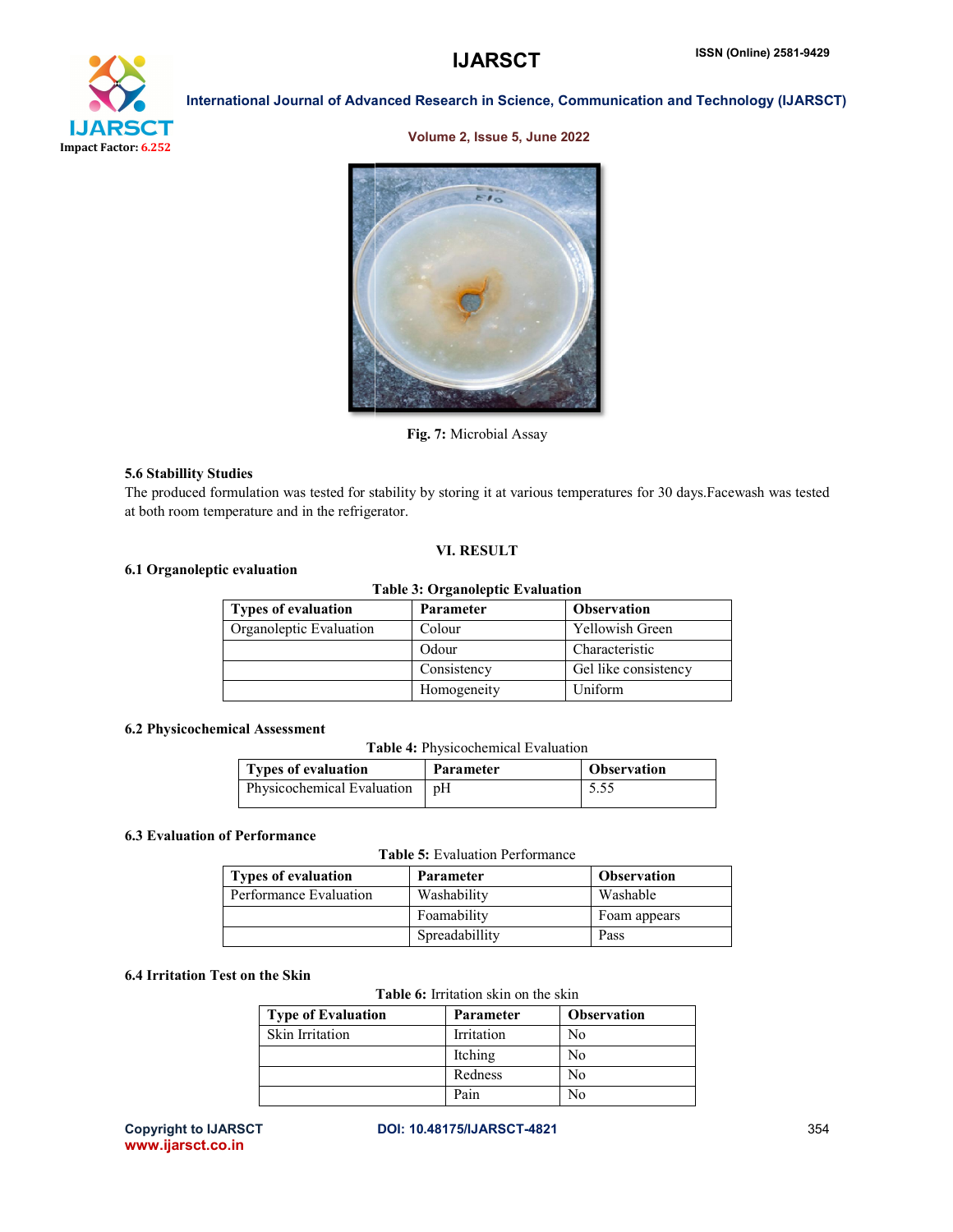Fig. 7: Microbial Assay

### 5.6 Stabillity Studies

The produced formulation was tested for stability by storing it at various temperatures for 30 days.Facewash was tested at both room temperature and in the refrigerator.

## VI. RESULT

### 6.1 Organoleptic evaluation

**Table 3: Organoleptic Evaluation**

| Types of evaluation | Parameter | Observation |
|---|---|---|
| Organoleptic Evaluation | Colour | Yellowish Green |
| | Odour | Characteristic |
| | Consistency | Gel like consistency |
| | Homogeneity | Uniform |

### 6.2 Physicochemical Assessment

**Table 4:** Physicochemical Evaluation

| Types of evaluation | Parameter | Observation |
|---|---|---|
| Physicochemical Evaluation | pH | 5.55 |

### 6.3 Evaluation of Performance

**Table 5:** Evaluation Performance

| Types of evaluation | Parameter | Observation |
|---|---|---|
| Performance Evaluation | Washability | Washable |
| | Foamability | Foam appears |
| | Spreadabillity | Pass |

### 6.4 Irritation Test on the Skin

**Table 6:** Irritation skin on the skin

| Type of Evaluation | Parameter | Observation |
|---|---|---|
| Skin Irritation | Irritation | No |
| | Itching | No |
| | Redness | No |
| | Pain | No |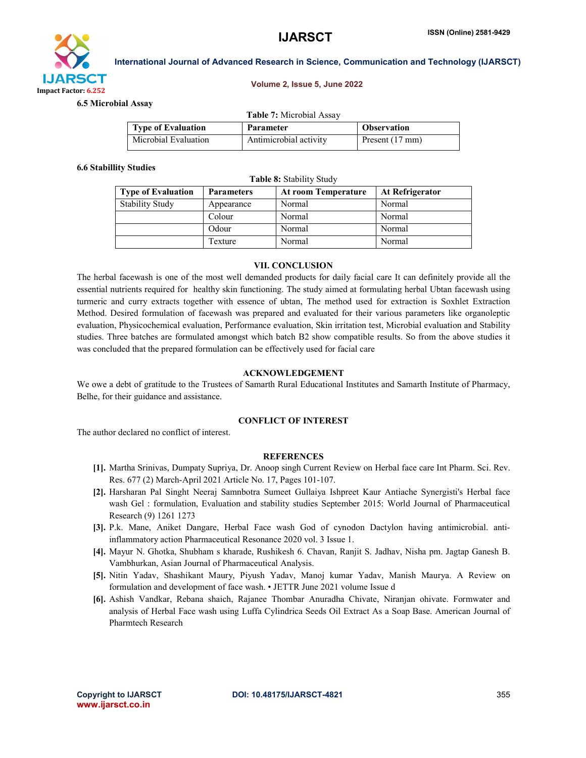### 6.5 Microbial Assay

**Table 7:** Microbial Assay

| Type of Evaluation | Parameter | Observation |
| --- | --- | --- |
| Microbial Evaluation | Antimicrobial activity | Present (17 mm) |

### 6.6 Stabillity Studies

**Table 8:** Stability Study

| Type of Evaluation | Parameters | At room Temperature | At Refrigerator |
| --- | --- | --- | --- |
| Stability Study | Appearance | Normal | Normal |
| | Colour | Normal | Normal |
| | Odour | Normal | Normal |
| | Texture | Normal | Normal |

## VII. CONCLUSION

The herbal facewash is one of the most well demanded products for daily facial care It can definitely provide all the essential nutrients required for healthy skin functioning. The study aimed at formulating herbal Ubtan facewash using turmeric and curry extracts together with essence of ubtan, The method used for extraction is Soxhlet Extraction Method. Desired formulation of facewash was prepared and evaluated for their various parameters like organoleptic evaluation, Physicochemical evaluation, Performance evaluation, Skin irritation test, Microbial evaluation and Stability studies. Three batches are formulated amongst which batch B2 show compatible results. So from the above studies it was concluded that the prepared formulation can be effectively used for facial care

## ACKNOWLEDGEMENT

We owe a debt of gratitude to the Trustees of Samarth Rural Educational Institutes and Samarth Institute of Pharmacy, Belhe, for their guidance and assistance.

## CONFLICT OF INTEREST

The author declared no conflict of interest.

## REFERENCES

[1]. Martha Srinivas, Dumpaty Supriya, Dr. Anoop singh Current Review on Herbal face care Int Pharm. Sci. Rev. Res. 677 (2) March-April 2021 Article No. 17, Pages 101-107.

[2]. Harsharan Pal Singht Neeraj Samnbotra Sumeet Gullaiya Ishpreet Kaur Antiache Synergisti's Herbal face wash Gel : formulation, Evaluation and stability studies September 2015: World Journal of Pharmaceutical Research (9) 1261 1273

[3]. P.k. Mane, Aniket Dangare, Herbal Face wash God of cynodon Dactylon having antimicrobial. anti-inflammatory action Pharmaceutical Resonance 2020 vol. 3 Issue 1.

[4]. Mayur N. Ghotka, Shubham s kharade, Rushikesh 6. Chavan, Ranjit S. Jadhav, Nisha pm. Jagtap Ganesh B. Vambhurkan, Asian Journal of Pharmaceutical Analysis.

[5]. Nitin Yadav, Shashikant Maury, Piyush Yadav, Manoj kumar Yadav, Manish Maurya. A Review on formulation and development of face wash. • JETTR June 2021 volume Issue d

[6]. Ashish Vandkar, Rebana shaich, Rajanee Thombar Anuradha Chivate, Niranjan ohivate. Formwater and analysis of Herbal Face wash using Luffa Cylindrica Seeds Oil Extract As a Soap Base. American Journal of Pharmtech Research